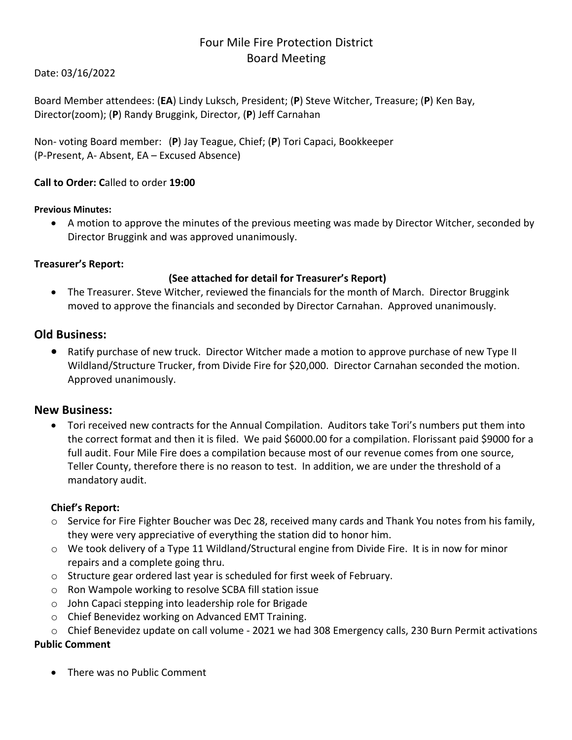# Four Mile Fire Protection District
## Board Meeting

Date: 03/16/2022

Board Member attendees: (**EA**) Lindy Luksch, President; (**P**) Steve Witcher, Treasure; (**P**) Ken Bay, Director(zoom); (**P**) Randy Bruggink, Director, (**P**) Jeff Carnahan

Non- voting Board member: (**P**) Jay Teague, Chief; (**P**) Tori Capaci, Bookkeeper
(P-Present, A- Absent, EA – Excused Absence)

**Call to Order: C**alled to order **19:00**

**Previous Minutes:**

- A motion to approve the minutes of the previous meeting was made by Director Witcher, seconded by Director Bruggink and was approved unanimously.

**Treasurer's Report:**

**(See attached for detail for Treasurer's Report)**

- The Treasurer. Steve Witcher, reviewed the financials for the month of March. Director Bruggink moved to approve the financials and seconded by Director Carnahan. Approved unanimously.

## Old Business:

- Ratify purchase of new truck. Director Witcher made a motion to approve purchase of new Type II Wildland/Structure Trucker, from Divide Fire for $20,000. Director Carnahan seconded the motion. Approved unanimously.

## New Business:

- Tori received new contracts for the Annual Compilation. Auditors take Tori's numbers put them into the correct format and then it is filed. We paid $6000.00 for a compilation. Florissant paid $9000 for a full audit. Four Mile Fire does a compilation because most of our revenue comes from one source, Teller County, therefore there is no reason to test. In addition, we are under the threshold of a mandatory audit.

**Chief's Report:**

- Service for Fire Fighter Boucher was Dec 28, received many cards and Thank You notes from his family, they were very appreciative of everything the station did to honor him.
- We took delivery of a Type 11 Wildland/Structural engine from Divide Fire. It is in now for minor repairs and a complete going thru.
- Structure gear ordered last year is scheduled for first week of February.
- Ron Wampole working to resolve SCBA fill station issue
- John Capaci stepping into leadership role for Brigade
- Chief Benevidez working on Advanced EMT Training.
- Chief Benevidez update on call volume - 2021 we had 308 Emergency calls, 230 Burn Permit activations

**Public Comment**

- There was no Public Comment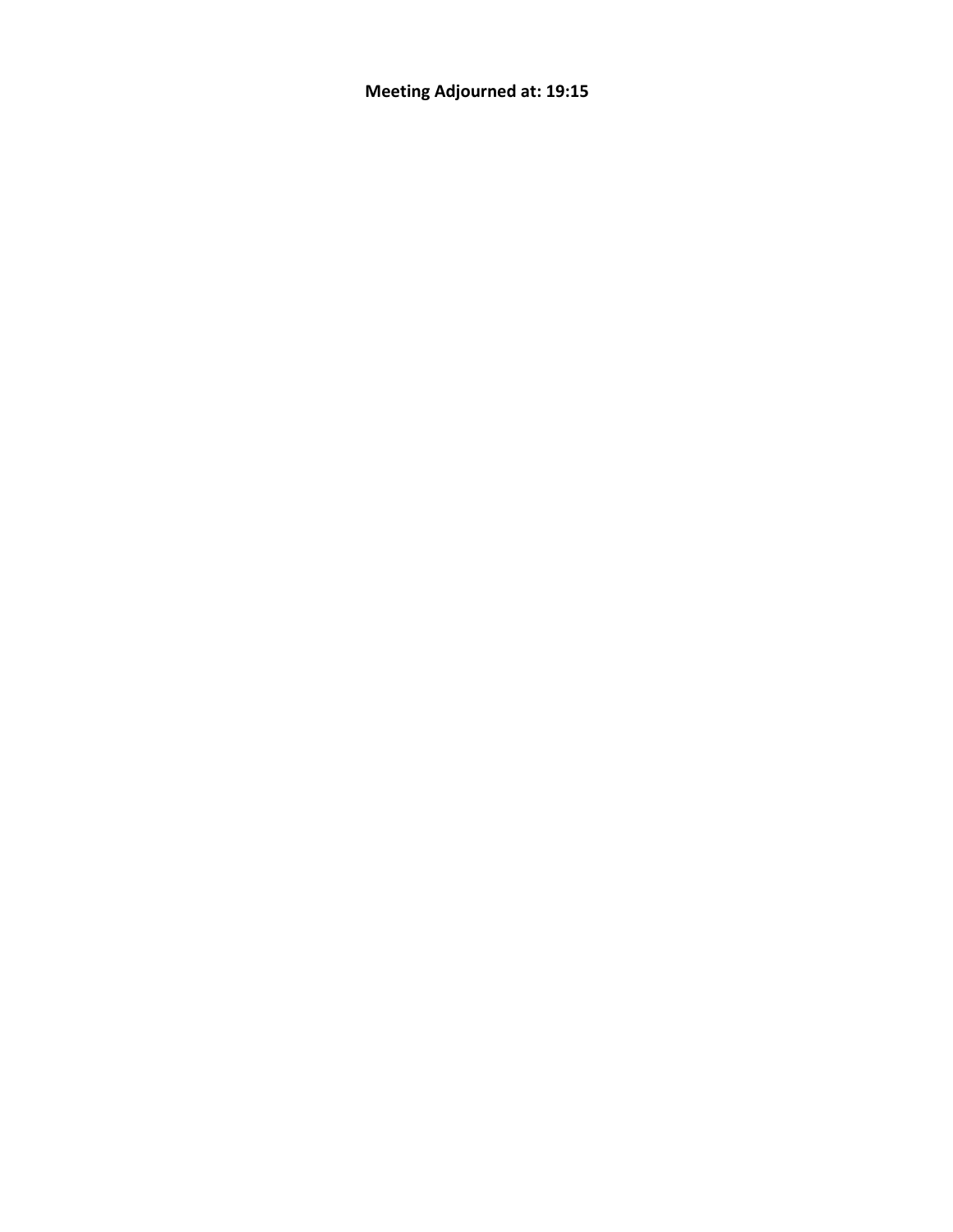**Meeting Adjourned at: 19:15**